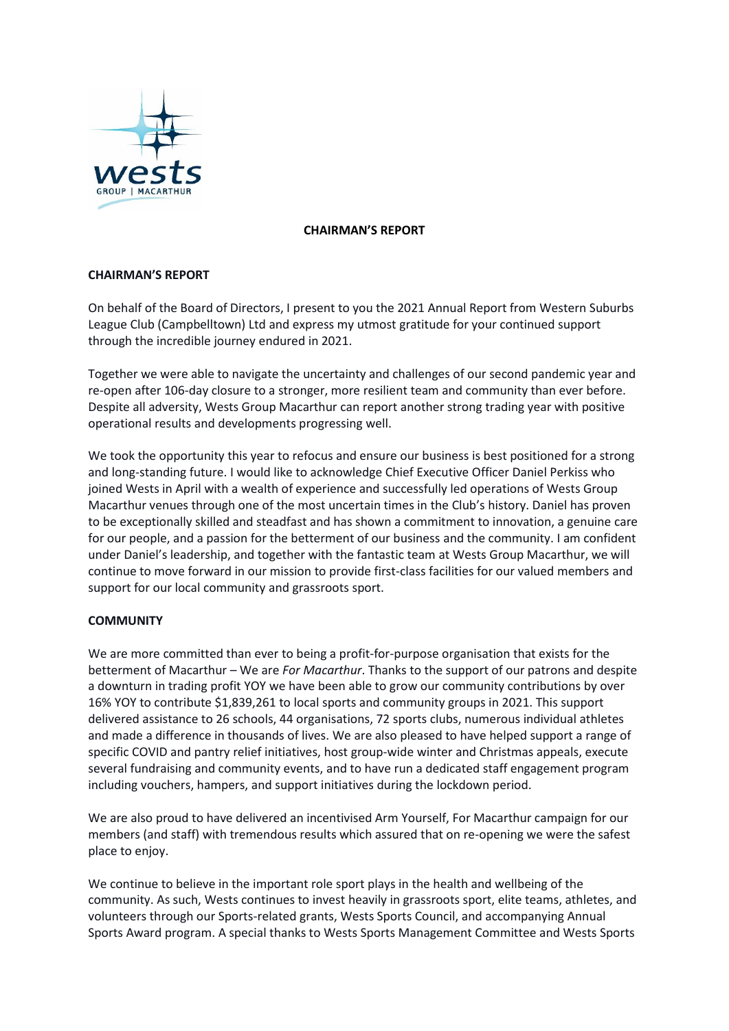# CHAIRMAN'S REPORT

## CHAIRMAN'S REPORT

On behalf of the Board of Directors, I present to you the 2021 Annual Report from Western Suburbs League Club (Campbelltown) Ltd and express my utmost gratitude for your continued support through the incredible journey endured in 2021.

Together we were able to navigate the uncertainty and challenges of our second pandemic year and re-open after 106-day closure to a stronger, more resilient team and community than ever before. Despite all adversity, Wests Group Macarthur can report another strong trading year with positive operational results and developments progressing well.

We took the opportunity this year to refocus and ensure our business is best positioned for a strong and long-standing future. I would like to acknowledge Chief Executive Officer Daniel Perkiss who joined Wests in April with a wealth of experience and successfully led operations of Wests Group Macarthur venues through one of the most uncertain times in the Club's history. Daniel has proven to be exceptionally skilled and steadfast and has shown a commitment to innovation, a genuine care for our people, and a passion for the betterment of our business and the community. I am confident under Daniel's leadership, and together with the fantastic team at Wests Group Macarthur, we will continue to move forward in our mission to provide first-class facilities for our valued members and support for our local community and grassroots sport.

## COMMUNITY

We are more committed than ever to being a profit-for-purpose organisation that exists for the betterment of Macarthur – We are *For Macarthur*. Thanks to the support of our patrons and despite a downturn in trading profit YOY we have been able to grow our community contributions by over 16% YOY to contribute $1,839,261 to local sports and community groups in 2021. This support delivered assistance to 26 schools, 44 organisations, 72 sports clubs, numerous individual athletes and made a difference in thousands of lives. We are also pleased to have helped support a range of specific COVID and pantry relief initiatives, host group-wide winter and Christmas appeals, execute several fundraising and community events, and to have run a dedicated staff engagement program including vouchers, hampers, and support initiatives during the lockdown period.

We are also proud to have delivered an incentivised Arm Yourself, For Macarthur campaign for our members (and staff) with tremendous results which assured that on re-opening we were the safest place to enjoy.

We continue to believe in the important role sport plays in the health and wellbeing of the community. As such, Wests continues to invest heavily in grassroots sport, elite teams, athletes, and volunteers through our Sports-related grants, Wests Sports Council, and accompanying Annual Sports Award program. A special thanks to Wests Sports Management Committee and Wests Sports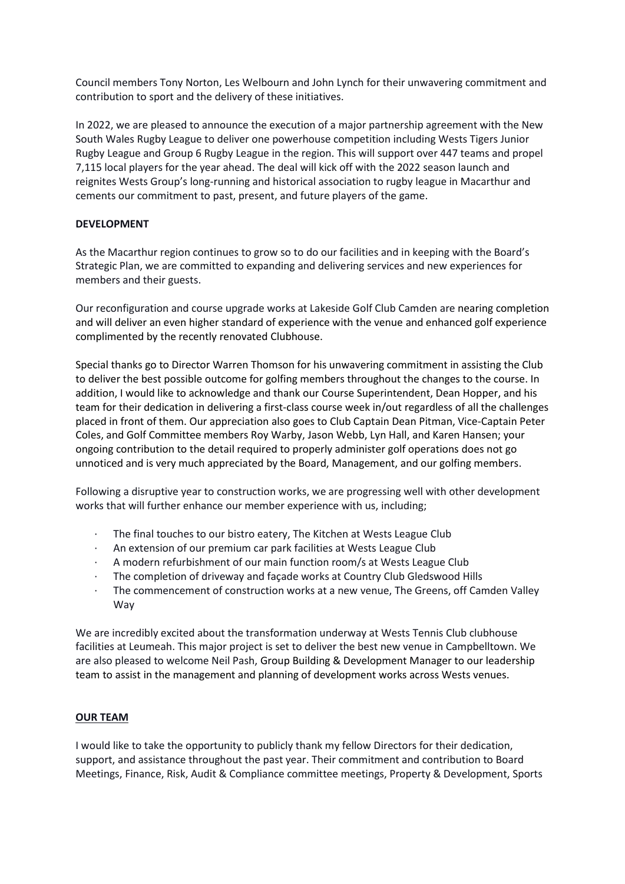Council members Tony Norton, Les Welbourn and John Lynch for their unwavering commitment and contribution to sport and the delivery of these initiatives.

In 2022, we are pleased to announce the execution of a major partnership agreement with the New South Wales Rugby League to deliver one powerhouse competition including Wests Tigers Junior Rugby League and Group 6 Rugby League in the region. This will support over 447 teams and propel 7,115 local players for the year ahead. The deal will kick off with the 2022 season launch and reignites Wests Group's long-running and historical association to rugby league in Macarthur and cements our commitment to past, present, and future players of the game.

**DEVELOPMENT**

As the Macarthur region continues to grow so to do our facilities and in keeping with the Board's Strategic Plan, we are committed to expanding and delivering services and new experiences for members and their guests.

Our reconfiguration and course upgrade works at Lakeside Golf Club Camden are nearing completion and will deliver an even higher standard of experience with the venue and enhanced golf experience complimented by the recently renovated Clubhouse.

Special thanks go to Director Warren Thomson for his unwavering commitment in assisting the Club to deliver the best possible outcome for golfing members throughout the changes to the course. In addition, I would like to acknowledge and thank our Course Superintendent, Dean Hopper, and his team for their dedication in delivering a first-class course week in/out regardless of all the challenges placed in front of them. Our appreciation also goes to Club Captain Dean Pitman, Vice-Captain Peter Coles, and Golf Committee members Roy Warby, Jason Webb, Lyn Hall, and Karen Hansen; your ongoing contribution to the detail required to properly administer golf operations does not go unnoticed and is very much appreciated by the Board, Management, and our golfing members.

Following a disruptive year to construction works, we are progressing well with other development works that will further enhance our member experience with us, including;

- The final touches to our bistro eatery, The Kitchen at Wests League Club
- An extension of our premium car park facilities at Wests League Club
- A modern refurbishment of our main function room/s at Wests League Club
- The completion of driveway and façade works at Country Club Gledswood Hills
- The commencement of construction works at a new venue, The Greens, off Camden Valley Way

We are incredibly excited about the transformation underway at Wests Tennis Club clubhouse facilities at Leumeah. This major project is set to deliver the best new venue in Campbelltown. We are also pleased to welcome Neil Pash, Group Building & Development Manager to our leadership team to assist in the management and planning of development works across Wests venues.

**OUR TEAM**

I would like to take the opportunity to publicly thank my fellow Directors for their dedication, support, and assistance throughout the past year. Their commitment and contribution to Board Meetings, Finance, Risk, Audit & Compliance committee meetings, Property & Development, Sports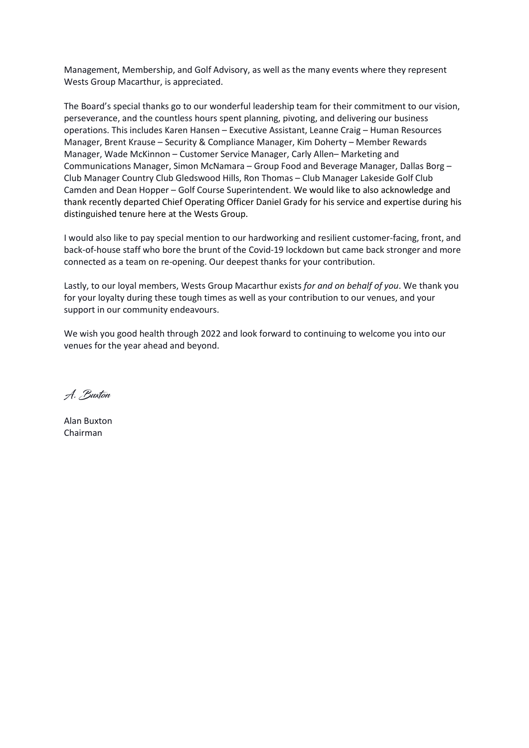Management, Membership, and Golf Advisory, as well as the many events where they represent Wests Group Macarthur, is appreciated.

The Board's special thanks go to our wonderful leadership team for their commitment to our vision, perseverance, and the countless hours spent planning, pivoting, and delivering our business operations. This includes Karen Hansen – Executive Assistant, Leanne Craig – Human Resources Manager, Brent Krause – Security & Compliance Manager, Kim Doherty – Member Rewards Manager, Wade McKinnon – Customer Service Manager, Carly Allen– Marketing and Communications Manager, Simon McNamara – Group Food and Beverage Manager, Dallas Borg – Club Manager Country Club Gledswood Hills, Ron Thomas – Club Manager Lakeside Golf Club Camden and Dean Hopper – Golf Course Superintendent. We would like to also acknowledge and thank recently departed Chief Operating Officer Daniel Grady for his service and expertise during his distinguished tenure here at the Wests Group.

I would also like to pay special mention to our hardworking and resilient customer-facing, front, and back-of-house staff who bore the brunt of the Covid-19 lockdown but came back stronger and more connected as a team on re-opening. Our deepest thanks for your contribution.

Lastly, to our loyal members, Wests Group Macarthur exists *for and on behalf of you*. We thank you for your loyalty during these tough times as well as your contribution to our venues, and your support in our community endeavours.

We wish you good health through 2022 and look forward to continuing to welcome you into our venues for the year ahead and beyond.

*A. Buxton*

Alan Buxton
Chairman